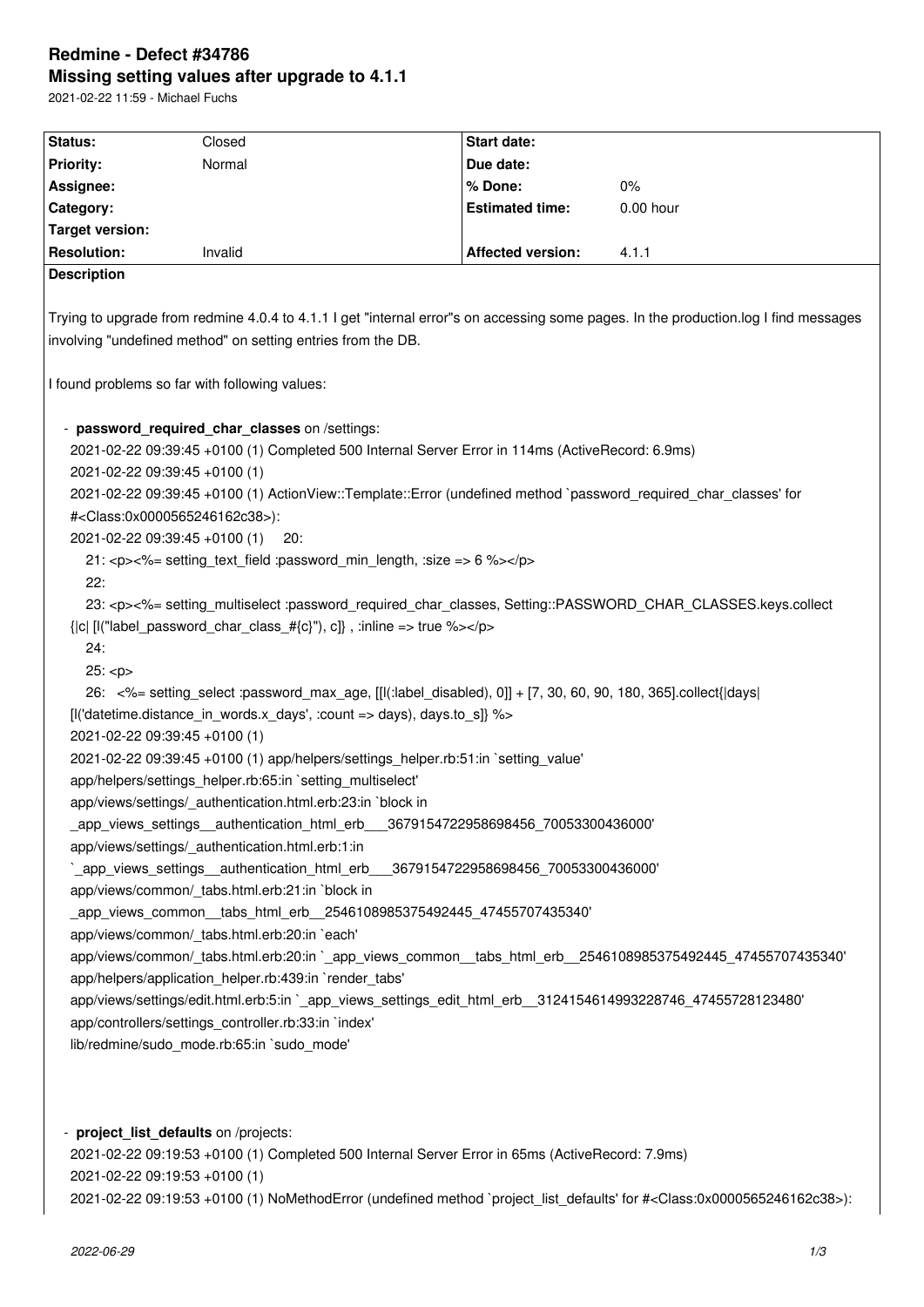# Redmine - Defect #34786

## Missing setting values after upgrade to 4.1.1

2021-02-22 11:59 - Michael Fuchs

| Status: | Closed | Start date: | |
|---|---|---|---|
| Priority: | Normal | Due date: | |
| Assignee: | | % Done: | 0% |
| Category: | | Estimated time: | 0.00 hour |
| Target version: | | | |
| Resolution: | Invalid | Affected version: | 4.1.1 |

**Description**

Trying to upgrade from redmine 4.0.4 to 4.1.1 I get "internal error"s on accessing some pages. In the production.log I find messages involving "undefined method" on setting entries from the DB.

I found problems so far with following values:

- **password_required_char_classes** on /settings:

```
2021-02-22 09:39:45 +0100 (1) Completed 500 Internal Server Error in 114ms (ActiveRecord: 6.9ms)
2021-02-22 09:39:45 +0100 (1)
2021-02-22 09:39:45 +0100 (1) ActionView::Template::Error (undefined method `password_required_char_classes' for #<Class:0x0000565246162c38>):
2021-02-22 09:39:45 +0100 (1)     20:
    21: <p><%= setting_text_field :password_min_length, :size => 6 %></p>
    22:
    23: <p><%= setting_multiselect :password_required_char_classes, Setting::PASSWORD_CHAR_CLASSES.keys.collect {|c| [l("label_password_char_class_#{c}"), c]} , :inline => true %></p>
    24:
    25: <p>
    26:   <%= setting_select :password_max_age, [[l(:label_disabled), 0]] + [7, 30, 60, 90, 180, 365].collect{|days| [l('datetime.distance_in_words.x_days', :count => days), days.to_s]} %>
2021-02-22 09:39:45 +0100 (1)
2021-02-22 09:39:45 +0100 (1) app/helpers/settings_helper.rb:51:in `setting_value'
app/helpers/settings_helper.rb:65:in `setting_multiselect'
app/views/settings/_authentication.html.erb:23:in `block in _app_views_settings__authentication_html_erb___3679154722958698456_70053300436000'
app/views/settings/_authentication.html.erb:1:in `_app_views_settings__authentication_html_erb___3679154722958698456_70053300436000'
app/views/common/_tabs.html.erb:21:in `block in _app_views_common__tabs_html_erb__2546108985375492445_47455707435340'
app/views/common/_tabs.html.erb:20:in `each'
app/views/common/_tabs.html.erb:20:in `_app_views_common__tabs_html_erb__2546108985375492445_47455707435340'
app/helpers/application_helper.rb:439:in `render_tabs'
app/views/settings/edit.html.erb:5:in `_app_views_settings_edit_html_erb__3124154614993228746_47455728123480'
app/controllers/settings_controller.rb:33:in `index'
lib/redmine/sudo_mode.rb:65:in `sudo_mode'
```

- **project_list_defaults** on /projects:

```
2021-02-22 09:19:53 +0100 (1) Completed 500 Internal Server Error in 65ms (ActiveRecord: 7.9ms)
2021-02-22 09:19:53 +0100 (1)
2021-02-22 09:19:53 +0100 (1) NoMethodError (undefined method `project_list_defaults' for #<Class:0x0000565246162c38>):
```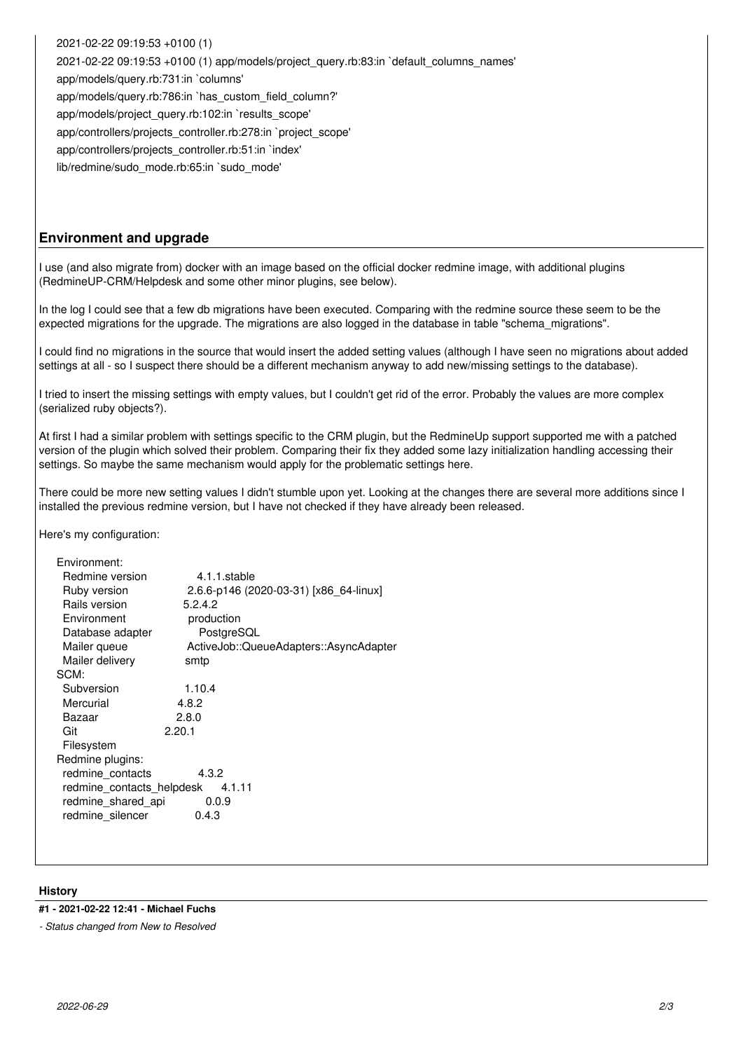```
2021-02-22 09:19:53 +0100 (1)
2021-02-22 09:19:53 +0100 (1) app/models/project_query.rb:83:in `default_columns_names'
app/models/query.rb:731:in `columns'
app/models/query.rb:786:in `has_custom_field_column?'
app/models/project_query.rb:102:in `results_scope'
app/controllers/projects_controller.rb:278:in `project_scope'
app/controllers/projects_controller.rb:51:in `index'
lib/redmine/sudo_mode.rb:65:in `sudo_mode'
```

## Environment and upgrade

I use (and also migrate from) docker with an image based on the official docker redmine image, with additional plugins (RedmineUP-CRM/Helpdesk and some other minor plugins, see below).

In the log I could see that a few db migrations have been executed. Comparing with the redmine source these seem to be the expected migrations for the upgrade. The migrations are also logged in the database in table "schema_migrations".

I could find no migrations in the source that would insert the added setting values (although I have seen no migrations about added settings at all - so I suspect there should be a different mechanism anyway to add new/missing settings to the database).

I tried to insert the missing settings with empty values, but I couldn't get rid of the error. Probably the values are more complex (serialized ruby objects?).

At first I had a similar problem with settings specific to the CRM plugin, but the RedmineUp support supported me with a patched version of the plugin which solved their problem. Comparing their fix they added some lazy initialization handling accessing their settings. So maybe the same mechanism would apply for the problematic settings here.

There could be more new setting values I didn't stumble upon yet. Looking at the changes there are several more additions since I installed the previous redmine version, but I have not checked if they have already been released.

Here's my configuration:

```
Environment:
  Redmine version                4.1.1.stable
  Ruby version                   2.6.6-p146 (2020-03-31) [x86_64-linux]
  Rails version                  5.2.4.2
  Environment                    production
  Database adapter               PostgreSQL
  Mailer queue                   ActiveJob::QueueAdapters::AsyncAdapter
  Mailer delivery                smtp
SCM:
  Subversion                     1.10.4
  Mercurial                      4.8.2
  Bazaar                         2.8.0
  Git                            2.20.1
  Filesystem
Redmine plugins:
  redmine_contacts               4.3.2
  redmine_contacts_helpdesk      4.1.11
  redmine_shared_api             0.0.9
  redmine_silencer               0.4.3
```

### History

#### #1 - 2021-02-22 12:41 - Michael Fuchs

*- Status changed from New to Resolved*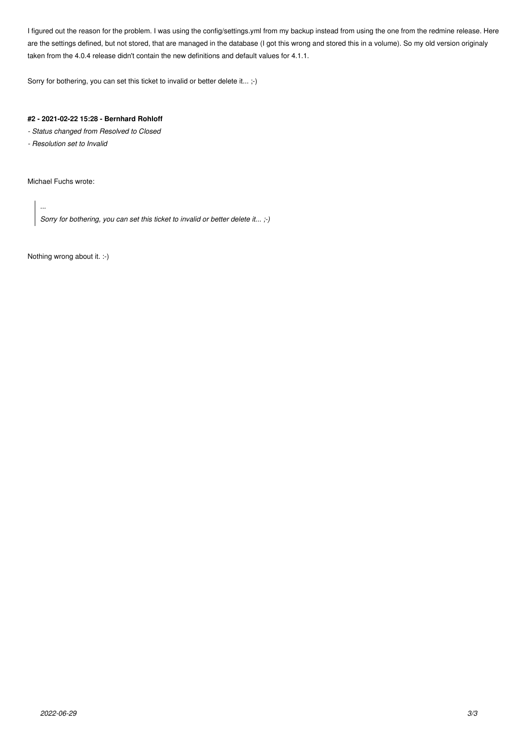I figured out the reason for the problem. I was using the config/settings.yml from my backup instead from using the one from the redmine release. Here are the settings defined, but not stored, that are managed in the database (I got this wrong and stored this in a volume). So my old version originaly taken from the 4.0.4 release didn't contain the new definitions and default values for 4.1.1.

Sorry for bothering, you can set this ticket to invalid or better delete it... ;-)

#### #2 - 2021-02-22 15:28 - Bernhard Rohloff

- *Status changed from Resolved to Closed*
- *Resolution set to Invalid*

Michael Fuchs wrote:

> *...*
> *Sorry for bothering, you can set this ticket to invalid or better delete it... ;-)*

Nothing wrong about it. :-)